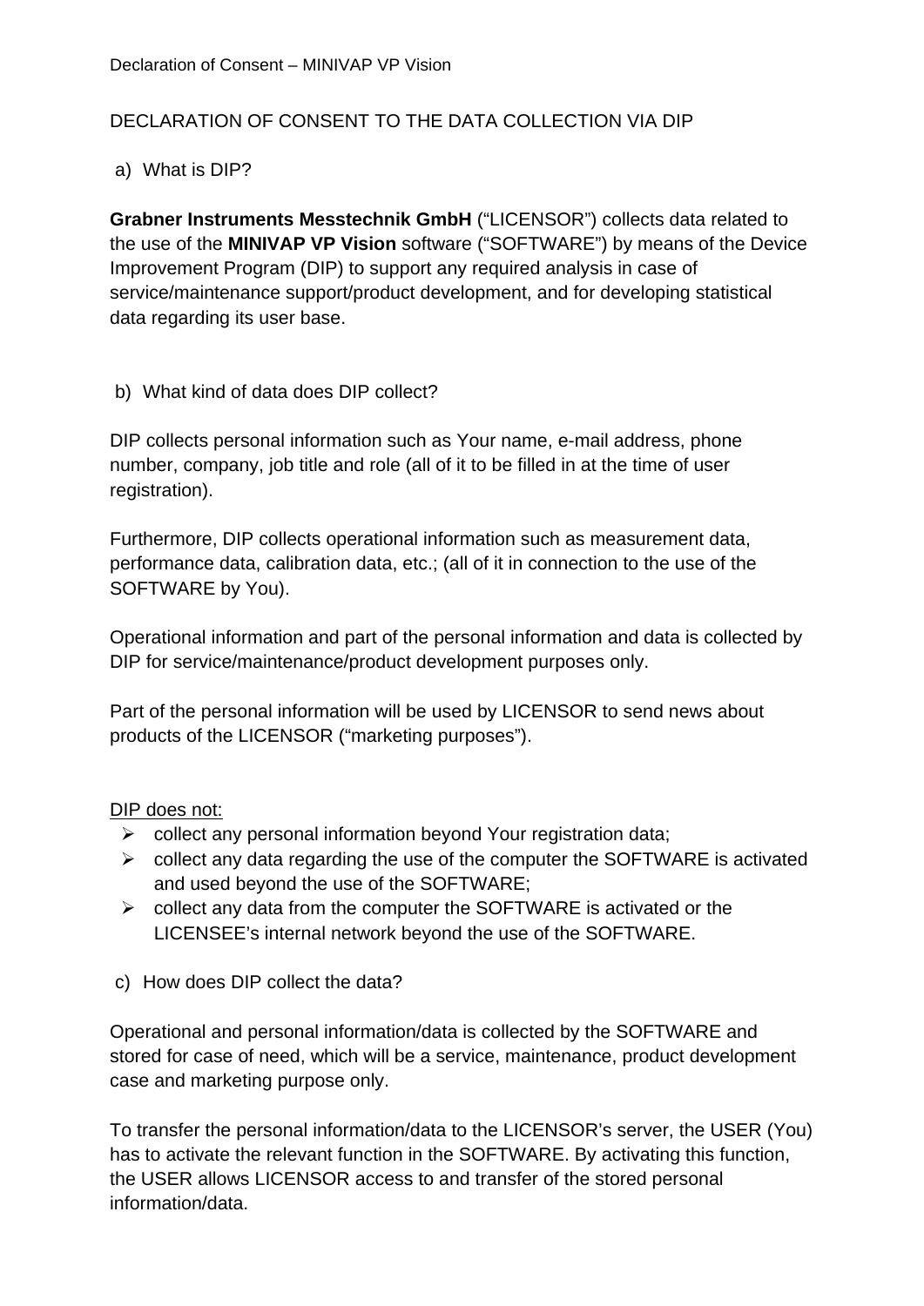DECLARATION OF CONSENT TO THE DATA COLLECTION VIA DIP

a) What is DIP?

**Grabner Instruments Messtechnik GmbH** ("LICENSOR") collects data related to the use of the **MINIVAP VP Vision** software ("SOFTWARE") by means of the Device Improvement Program (DIP) to support any required analysis in case of service/maintenance support/product development, and for developing statistical data regarding its user base.

b) What kind of data does DIP collect?

DIP collects personal information such as Your name, e-mail address, phone number, company, job title and role (all of it to be filled in at the time of user registration).

Furthermore, DIP collects operational information such as measurement data, performance data, calibration data, etc.; (all of it in connection to the use of the SOFTWARE by You).

Operational information and part of the personal information and data is collected by DIP for service/maintenance/product development purposes only.

Part of the personal information will be used by LICENSOR to send news about products of the LICENSOR ("marketing purposes").

<u>DIP does not:</u>

- collect any personal information beyond Your registration data;
- collect any data regarding the use of the computer the SOFTWARE is activated and used beyond the use of the SOFTWARE;
- collect any data from the computer the SOFTWARE is activated or the LICENSEE's internal network beyond the use of the SOFTWARE.

c) How does DIP collect the data?

Operational and personal information/data is collected by the SOFTWARE and stored for case of need, which will be a service, maintenance, product development case and marketing purpose only.

To transfer the personal information/data to the LICENSOR's server, the USER (You) has to activate the relevant function in the SOFTWARE. By activating this function, the USER allows LICENSOR access to and transfer of the stored personal information/data.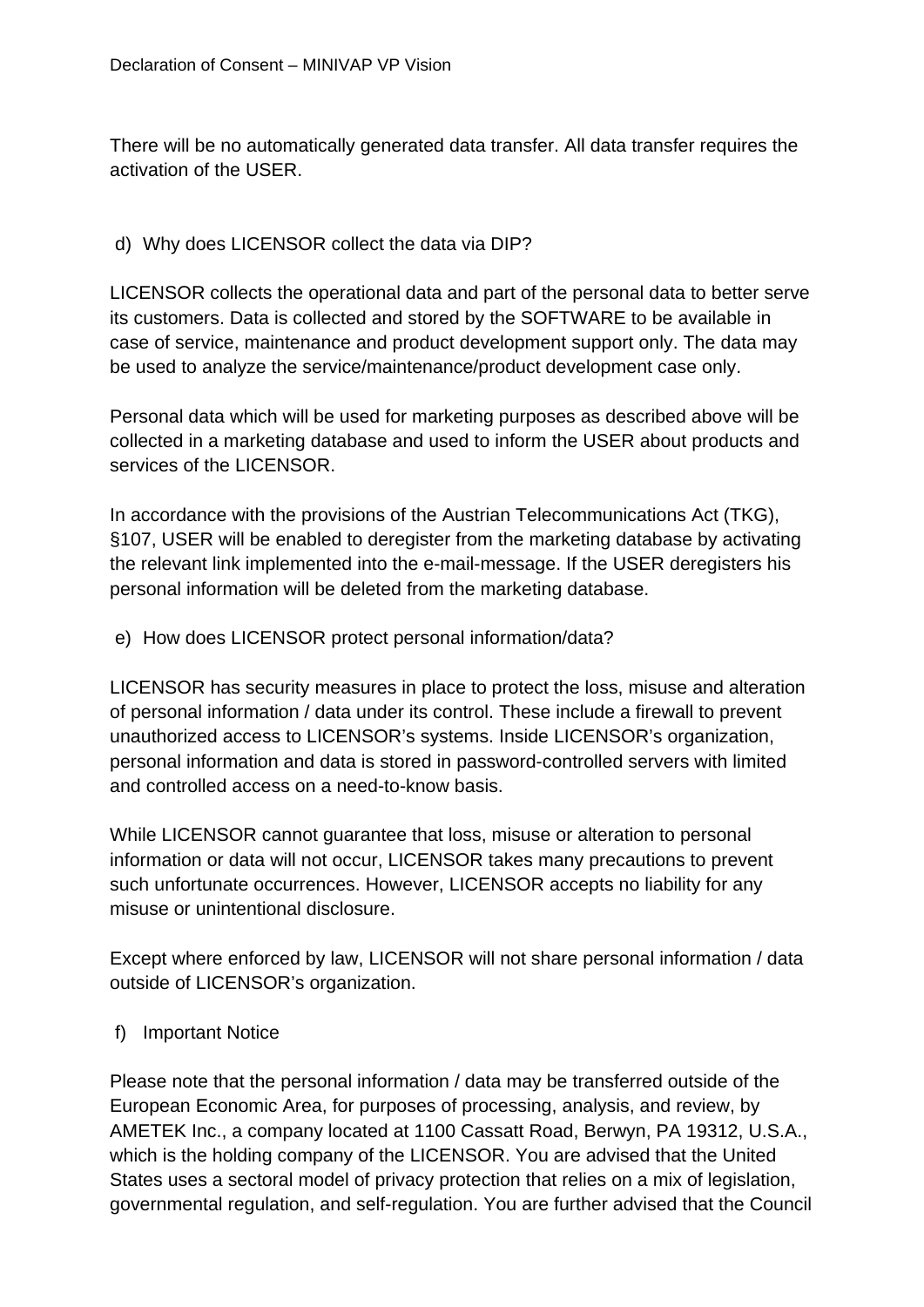There will be no automatically generated data transfer. All data transfer requires the activation of the USER.

d) Why does LICENSOR collect the data via DIP?

LICENSOR collects the operational data and part of the personal data to better serve its customers. Data is collected and stored by the SOFTWARE to be available in case of service, maintenance and product development support only. The data may be used to analyze the service/maintenance/product development case only.

Personal data which will be used for marketing purposes as described above will be collected in a marketing database and used to inform the USER about products and services of the LICENSOR.

In accordance with the provisions of the Austrian Telecommunications Act (TKG), §107, USER will be enabled to deregister from the marketing database by activating the relevant link implemented into the e-mail-message. If the USER deregisters his personal information will be deleted from the marketing database.

e) How does LICENSOR protect personal information/data?

LICENSOR has security measures in place to protect the loss, misuse and alteration of personal information / data under its control. These include a firewall to prevent unauthorized access to LICENSOR's systems. Inside LICENSOR's organization, personal information and data is stored in password-controlled servers with limited and controlled access on a need-to-know basis.

While LICENSOR cannot guarantee that loss, misuse or alteration to personal information or data will not occur, LICENSOR takes many precautions to prevent such unfortunate occurrences. However, LICENSOR accepts no liability for any misuse or unintentional disclosure.

Except where enforced by law, LICENSOR will not share personal information / data outside of LICENSOR's organization.

f) Important Notice

Please note that the personal information / data may be transferred outside of the European Economic Area, for purposes of processing, analysis, and review, by AMETEK Inc., a company located at 1100 Cassatt Road, Berwyn, PA 19312, U.S.A., which is the holding company of the LICENSOR. You are advised that the United States uses a sectoral model of privacy protection that relies on a mix of legislation, governmental regulation, and self-regulation. You are further advised that the Council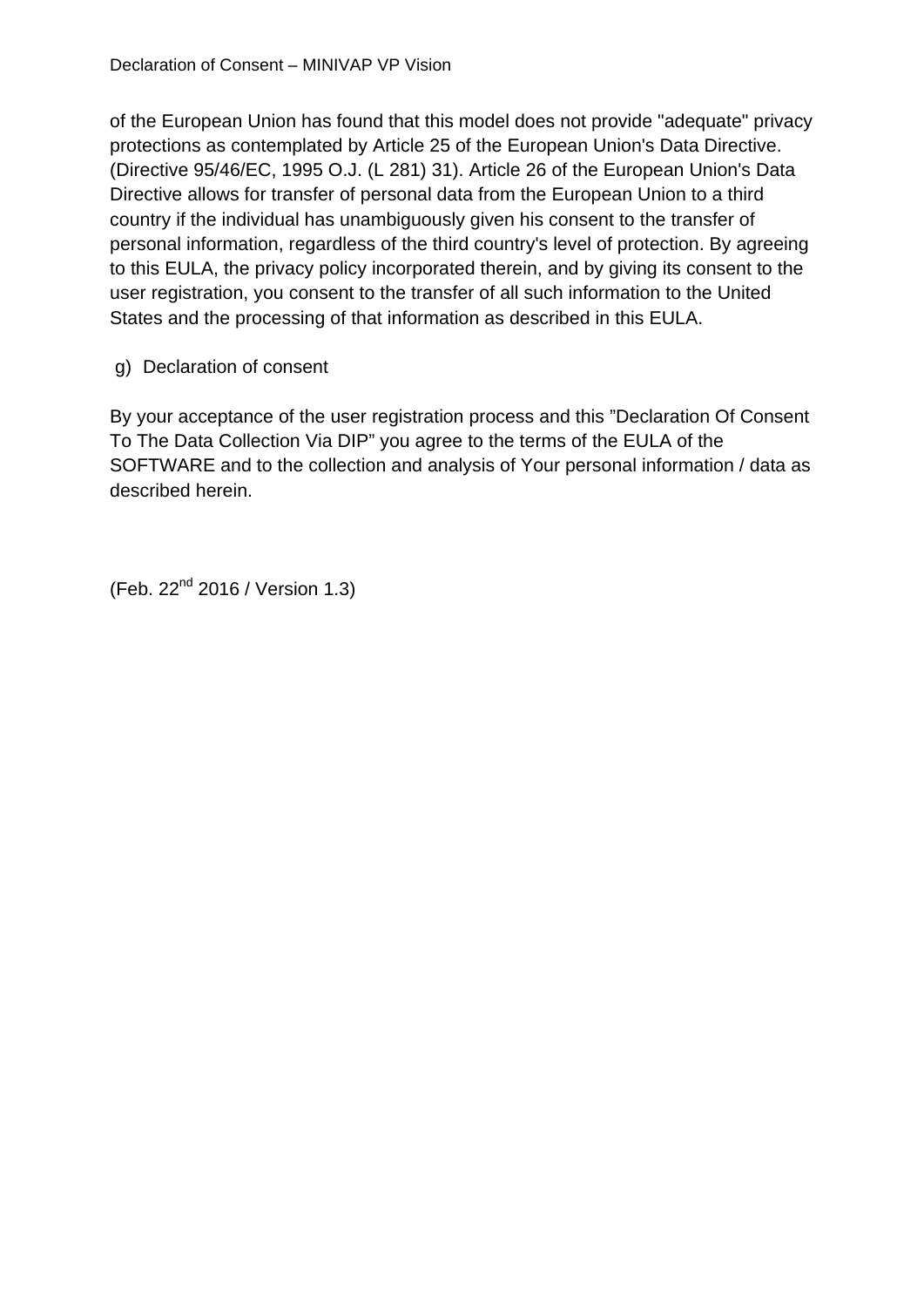of the European Union has found that this model does not provide "adequate" privacy protections as contemplated by Article 25 of the European Union's Data Directive. (Directive 95/46/EC, 1995 O.J. (L 281) 31). Article 26 of the European Union's Data Directive allows for transfer of personal data from the European Union to a third country if the individual has unambiguously given his consent to the transfer of personal information, regardless of the third country's level of protection. By agreeing to this EULA, the privacy policy incorporated therein, and by giving its consent to the user registration, you consent to the transfer of all such information to the United States and the processing of that information as described in this EULA.

g) Declaration of consent

By your acceptance of the user registration process and this ”Declaration Of Consent To The Data Collection Via DIP” you agree to the terms of the EULA of the SOFTWARE and to the collection and analysis of Your personal information / data as described herein.

(Feb. 22nd 2016 / Version 1.3)